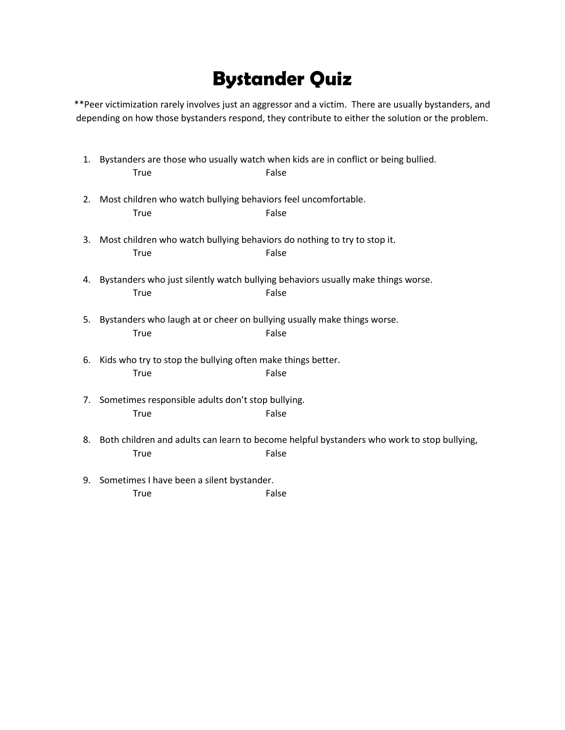# Bystander Quiz

**Peer victimization rarely involves just an aggressor and a victim. There are usually bystanders, and depending on how those bystanders respond, they contribute to either the solution or the problem.

1. Bystanders are those who usually watch when kids are in conflict or being bullied.
   True False

2. Most children who watch bullying behaviors feel uncomfortable.
   True False

3. Most children who watch bullying behaviors do nothing to try to stop it.
   True False

4. Bystanders who just silently watch bullying behaviors usually make things worse.
   True False

5. Bystanders who laugh at or cheer on bullying usually make things worse.
   True False

6. Kids who try to stop the bullying often make things better.
   True False

7. Sometimes responsible adults don't stop bullying.
   True False

8. Both children and adults can learn to become helpful bystanders who work to stop bullying,
   True False

9. Sometimes I have been a silent bystander.
   True False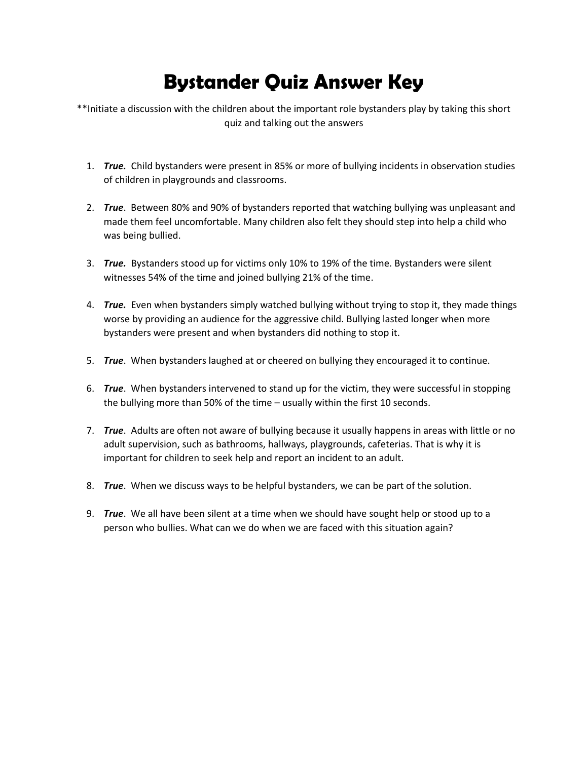# Bystander Quiz Answer Key

**Initiate a discussion with the children about the important role bystanders play by taking this short quiz and talking out the answers

1. ***True.*** Child bystanders were present in 85% or more of bullying incidents in observation studies of children in playgrounds and classrooms.

2. ***True***. Between 80% and 90% of bystanders reported that watching bullying was unpleasant and made them feel uncomfortable. Many children also felt they should step into help a child who was being bullied.

3. ***True.*** Bystanders stood up for victims only 10% to 19% of the time. Bystanders were silent witnesses 54% of the time and joined bullying 21% of the time.

4. ***True.*** Even when bystanders simply watched bullying without trying to stop it, they made things worse by providing an audience for the aggressive child. Bullying lasted longer when more bystanders were present and when bystanders did nothing to stop it.

5. ***True***. When bystanders laughed at or cheered on bullying they encouraged it to continue.

6. ***True***. When bystanders intervened to stand up for the victim, they were successful in stopping the bullying more than 50% of the time – usually within the first 10 seconds.

7. ***True***. Adults are often not aware of bullying because it usually happens in areas with little or no adult supervision, such as bathrooms, hallways, playgrounds, cafeterias. That is why it is important for children to seek help and report an incident to an adult.

8. ***True***. When we discuss ways to be helpful bystanders, we can be part of the solution.

9. ***True***. We all have been silent at a time when we should have sought help or stood up to a person who bullies. What can we do when we are faced with this situation again?